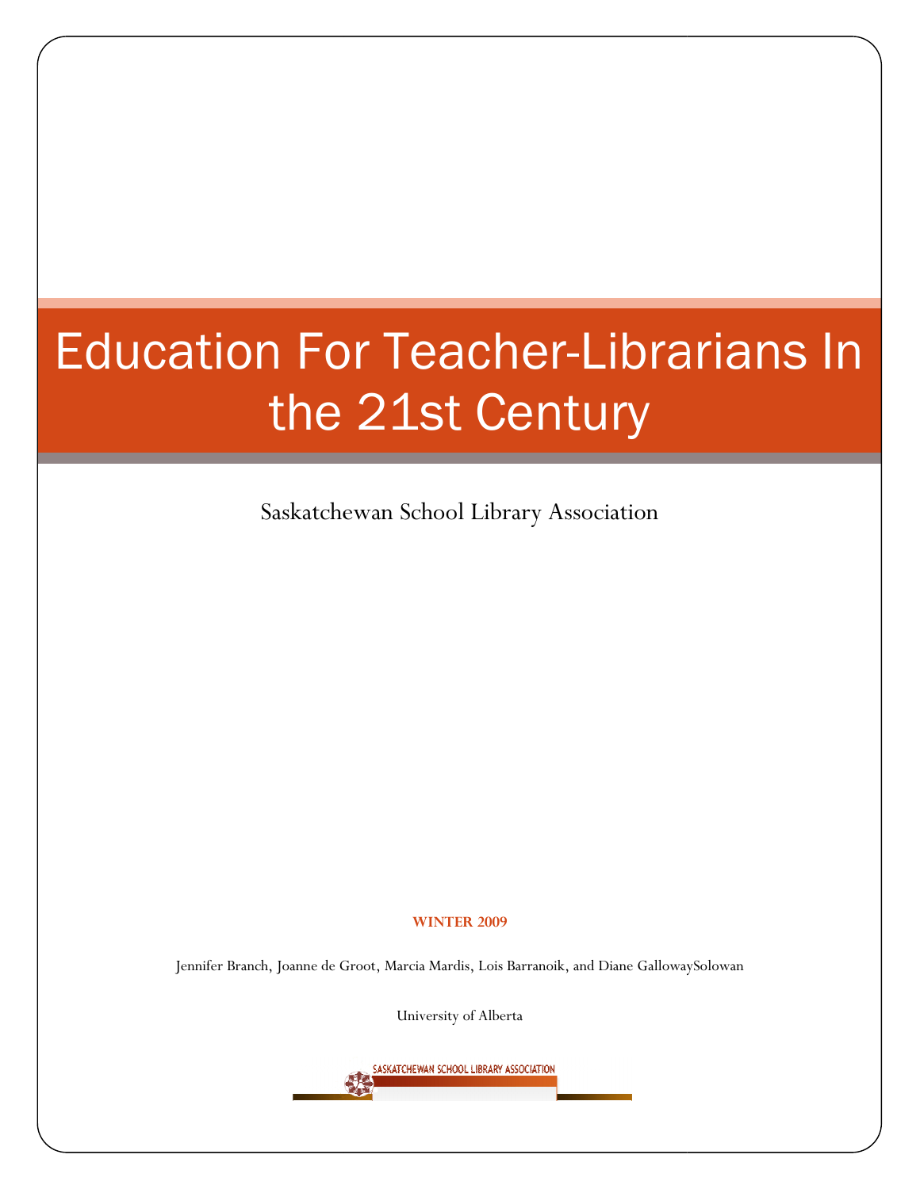# Education For Teacher-Librarians In the 21st Century

Saskatchewan School Library Association

**WINTER 2009**

Jennifer Branch, Joanne de Groot, Marcia Mardis, Lois Barranoik, and Diane GallowaySolowan

University of Alberta

SASKATCHEWAN SCHOOL LIBRARY ASSOCIATION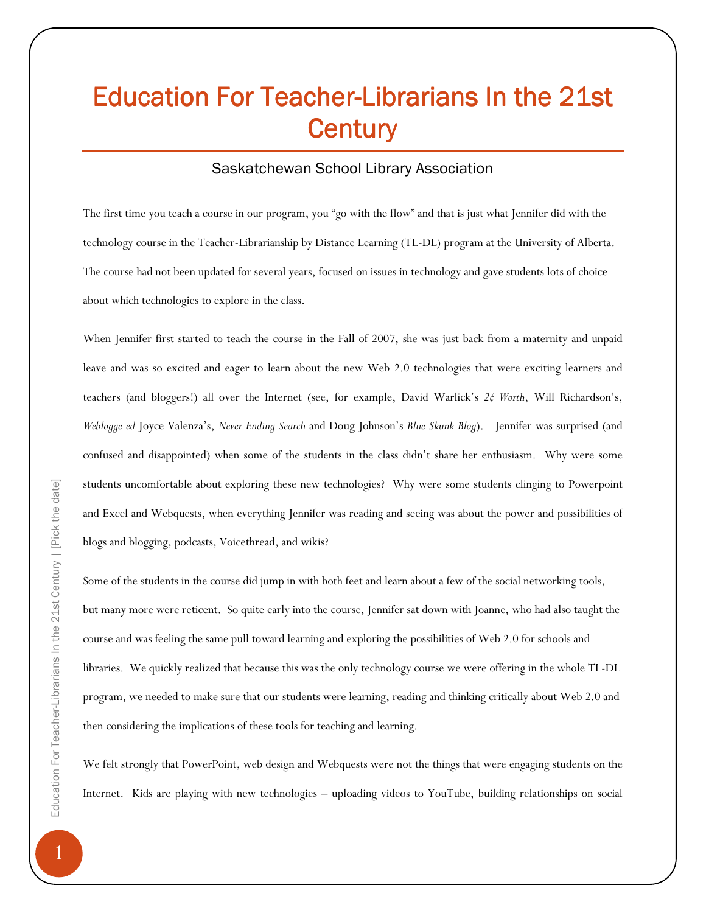# Education For Teacher-Librarians In the 21st Century

Saskatchewan School Library Association

The first time you teach a course in our program, you "go with the flow" and that is just what Jennifer did with the technology course in the Teacher-Librarianship by Distance Learning (TL-DL) program at the University of Alberta. The course had not been updated for several years, focused on issues in technology and gave students lots of choice about which technologies to explore in the class.

When Jennifer first started to teach the course in the Fall of 2007, she was just back from a maternity and unpaid leave and was so excited and eager to learn about the new Web 2.0 technologies that were exciting learners and teachers (and bloggers!) all over the Internet (see, for example, David Warlick's *2¢ Worth*, Will Richardson's, *Weblogge-ed* Joyce Valenza's, *Never Ending Search* and Doug Johnson's *Blue Skunk Blog*). Jennifer was surprised (and confused and disappointed) when some of the students in the class didn't share her enthusiasm. Why were some students uncomfortable about exploring these new technologies? Why were some students clinging to Powerpoint and Excel and Webquests, when everything Jennifer was reading and seeing was about the power and possibilities of blogs and blogging, podcasts, Voicethread, and wikis?

Some of the students in the course did jump in with both feet and learn about a few of the social networking tools, but many more were reticent. So quite early into the course, Jennifer sat down with Joanne, who had also taught the course and was feeling the same pull toward learning and exploring the possibilities of Web 2.0 for schools and libraries. We quickly realized that because this was the only technology course we were offering in the whole TL-DL program, we needed to make sure that our students were learning, reading and thinking critically about Web 2.0 and then considering the implications of these tools for teaching and learning.

We felt strongly that PowerPoint, web design and Webquests were not the things that were engaging students on the Internet. Kids are playing with new technologies – uploading videos to YouTube, building relationships on social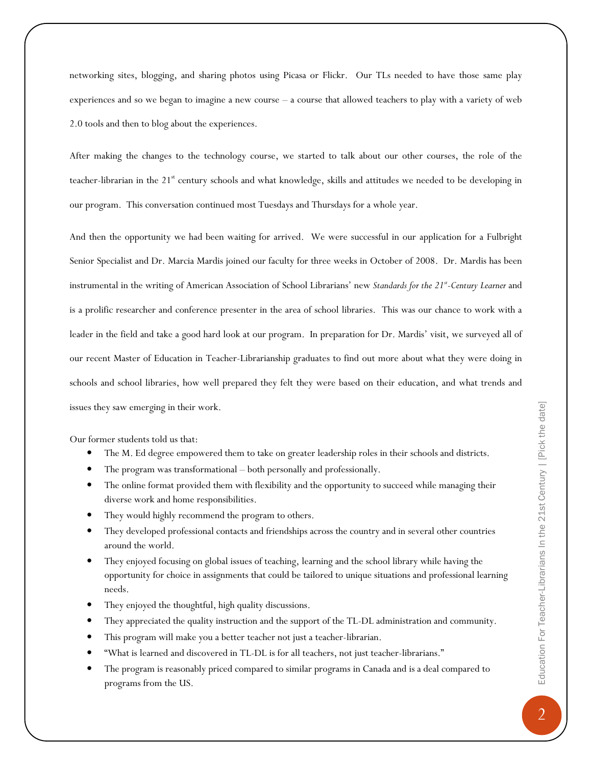networking sites, blogging, and sharing photos using Picasa or Flickr. Our TLs needed to have those same play experiences and so we began to imagine a new course – a course that allowed teachers to play with a variety of web 2.0 tools and then to blog about the experiences.

After making the changes to the technology course, we started to talk about our other courses, the role of the teacher-librarian in the 21st century schools and what knowledge, skills and attitudes we needed to be developing in our program. This conversation continued most Tuesdays and Thursdays for a whole year.

And then the opportunity we had been waiting for arrived. We were successful in our application for a Fulbright Senior Specialist and Dr. Marcia Mardis joined our faculty for three weeks in October of 2008. Dr. Mardis has been instrumental in the writing of American Association of School Librarians' new *Standards for the 21st-Century Learner* and is a prolific researcher and conference presenter in the area of school libraries. This was our chance to work with a leader in the field and take a good hard look at our program. In preparation for Dr. Mardis' visit, we surveyed all of our recent Master of Education in Teacher-Librarianship graduates to find out more about what they were doing in schools and school libraries, how well prepared they felt they were based on their education, and what trends and issues they saw emerging in their work.

Our former students told us that:

- The M. Ed degree empowered them to take on greater leadership roles in their schools and districts.
- The program was transformational – both personally and professionally.
- The online format provided them with flexibility and the opportunity to succeed while managing their diverse work and home responsibilities.
- They would highly recommend the program to others.
- They developed professional contacts and friendships across the country and in several other countries around the world.
- They enjoyed focusing on global issues of teaching, learning and the school library while having the opportunity for choice in assignments that could be tailored to unique situations and professional learning needs.
- They enjoyed the thoughtful, high quality discussions.
- They appreciated the quality instruction and the support of the TL-DL administration and community.
- This program will make you a better teacher not just a teacher-librarian.
- "What is learned and discovered in TL-DL is for all teachers, not just teacher-librarians."
- The program is reasonably priced compared to similar programs in Canada and is a deal compared to programs from the US.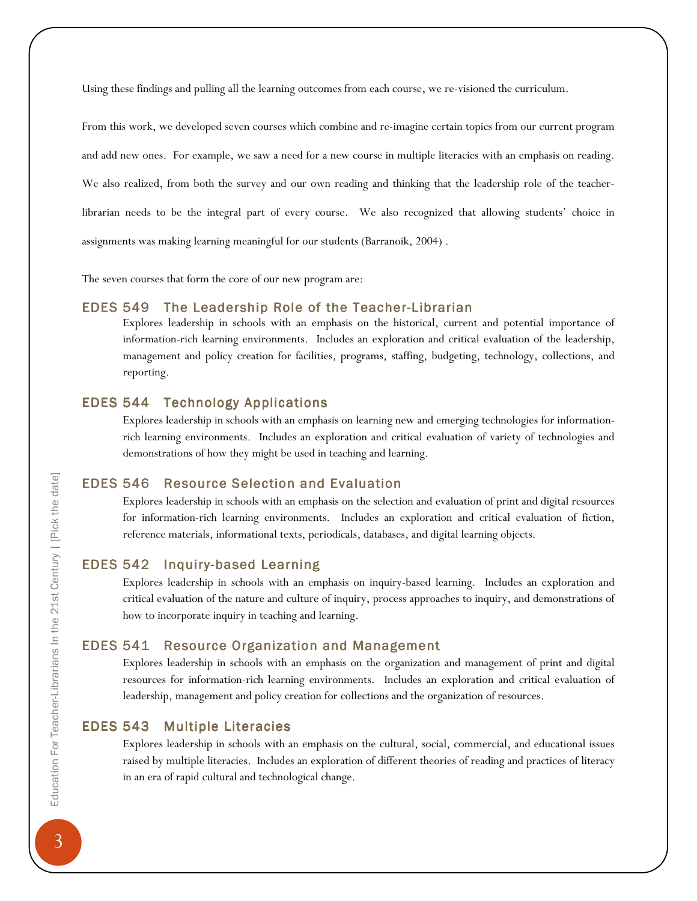Using these findings and pulling all the learning outcomes from each course, we re-visioned the curriculum.

From this work, we developed seven courses which combine and re-imagine certain topics from our current program and add new ones. For example, we saw a need for a new course in multiple literacies with an emphasis on reading. We also realized, from both the survey and our own reading and thinking that the leadership role of the teacher-librarian needs to be the integral part of every course. We also recognized that allowing students' choice in assignments was making learning meaningful for our students (Barranoik, 2004) .

The seven courses that form the core of our new program are:

### EDES 549 The Leadership Role of the Teacher-Librarian

Explores leadership in schools with an emphasis on the historical, current and potential importance of information-rich learning environments. Includes an exploration and critical evaluation of the leadership, management and policy creation for facilities, programs, staffing, budgeting, technology, collections, and reporting.

### EDES 544 Technology Applications

Explores leadership in schools with an emphasis on learning new and emerging technologies for information-rich learning environments. Includes an exploration and critical evaluation of variety of technologies and demonstrations of how they might be used in teaching and learning.

### EDES 546 Resource Selection and Evaluation

Explores leadership in schools with an emphasis on the selection and evaluation of print and digital resources for information-rich learning environments. Includes an exploration and critical evaluation of fiction, reference materials, informational texts, periodicals, databases, and digital learning objects.

### EDES 542 Inquiry-based Learning

Explores leadership in schools with an emphasis on inquiry-based learning. Includes an exploration and critical evaluation of the nature and culture of inquiry, process approaches to inquiry, and demonstrations of how to incorporate inquiry in teaching and learning.

### EDES 541 Resource Organization and Management

Explores leadership in schools with an emphasis on the organization and management of print and digital resources for information-rich learning environments. Includes an exploration and critical evaluation of leadership, management and policy creation for collections and the organization of resources.

### EDES 543 Multiple Literacies

Explores leadership in schools with an emphasis on the cultural, social, commercial, and educational issues raised by multiple literacies. Includes an exploration of different theories of reading and practices of literacy in an era of rapid cultural and technological change.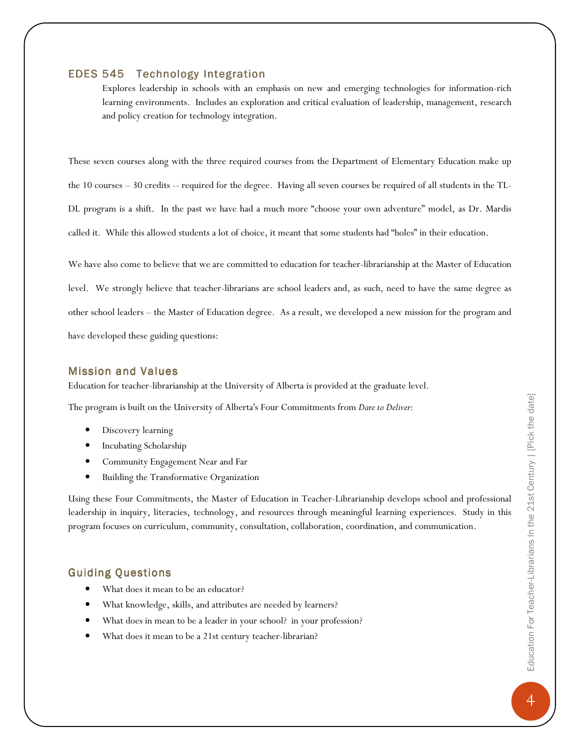### EDES 545 Technology Integration

Explores leadership in schools with an emphasis on new and emerging technologies for information-rich learning environments. Includes an exploration and critical evaluation of leadership, management, research and policy creation for technology integration.

These seven courses along with the three required courses from the Department of Elementary Education make up the 10 courses – 30 credits -- required for the degree. Having all seven courses be required of all students in the TL-DL program is a shift. In the past we have had a much more "choose your own adventure" model, as Dr. Mardis called it. While this allowed students a lot of choice, it meant that some students had "holes" in their education.

We have also come to believe that we are committed to education for teacher-librarianship at the Master of Education level. We strongly believe that teacher-librarians are school leaders and, as such, need to have the same degree as other school leaders – the Master of Education degree. As a result, we developed a new mission for the program and have developed these guiding questions:

## Mission and Values

Education for teacher-librarianship at the University of Alberta is provided at the graduate level.

The program is built on the University of Alberta's Four Commitments from *Dare to Deliver*:

- Discovery learning
- Incubating Scholarship
- Community Engagement Near and Far
- Building the Transformative Organization

Using these Four Commitments, the Master of Education in Teacher-Librarianship develops school and professional leadership in inquiry, literacies, technology, and resources through meaningful learning experiences. Study in this program focuses on curriculum, community, consultation, collaboration, coordination, and communication.

## Guiding Questions

- What does it mean to be an educator?
- What knowledge, skills, and attributes are needed by learners?
- What does in mean to be a leader in your school? in your profession?
- What does it mean to be a 21st century teacher-librarian?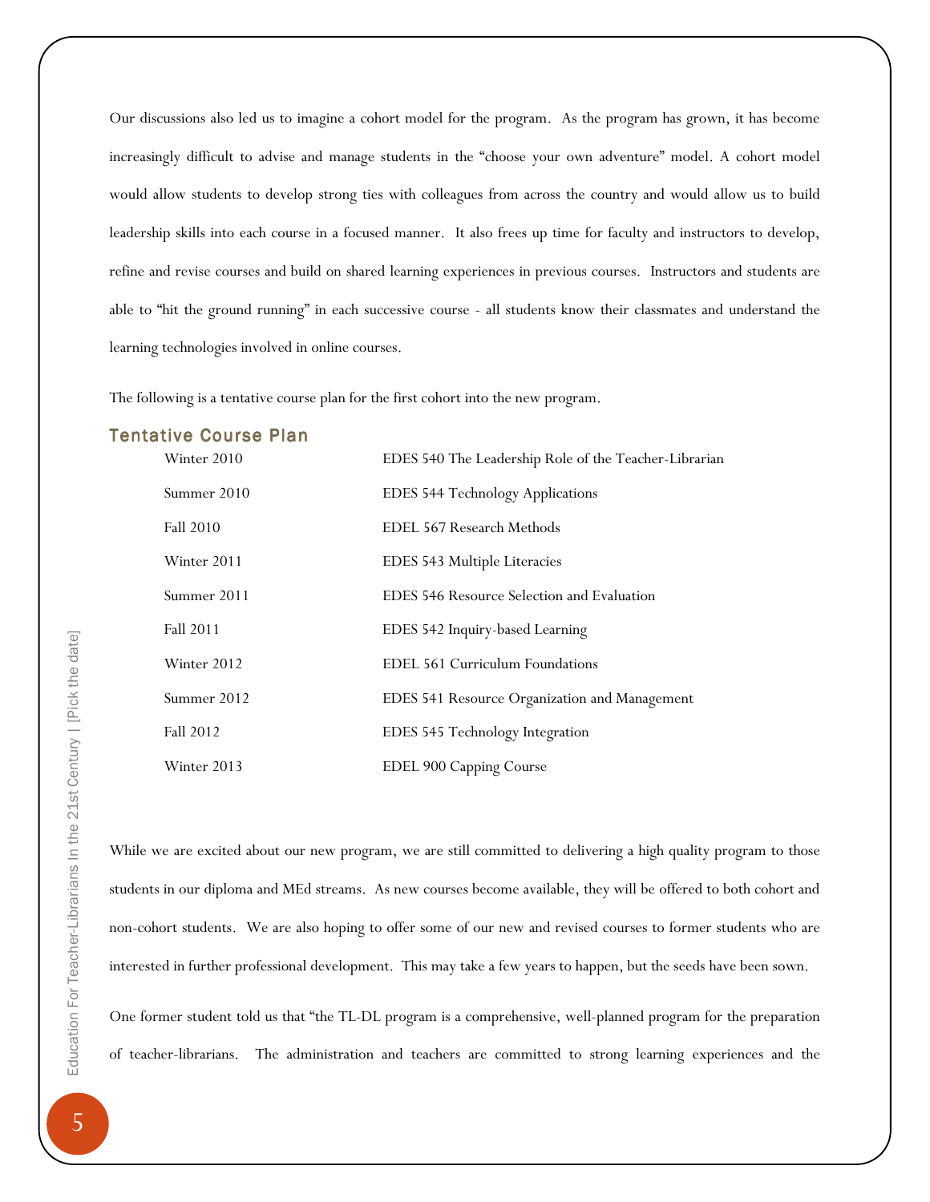Our discussions also led us to imagine a cohort model for the program. As the program has grown, it has become increasingly difficult to advise and manage students in the "choose your own adventure" model. A cohort model would allow students to develop strong ties with colleagues from across the country and would allow us to build leadership skills into each course in a focused manner. It also frees up time for faculty and instructors to develop, refine and revise courses and build on shared learning experiences in previous courses. Instructors and students are able to "hit the ground running" in each successive course - all students know their classmates and understand the learning technologies involved in online courses.

The following is a tentative course plan for the first cohort into the new program.

### Tentative Course Plan

| | |
|---|---|
| Winter 2010 | EDES 540 The Leadership Role of the Teacher-Librarian |
| Summer 2010 | EDES 544 Technology Applications |
| Fall 2010 | EDEL 567 Research Methods |
| Winter 2011 | EDES 543 Multiple Literacies |
| Summer 2011 | EDES 546 Resource Selection and Evaluation |
| Fall 2011 | EDES 542 Inquiry-based Learning |
| Winter 2012 | EDEL 561 Curriculum Foundations |
| Summer 2012 | EDES 541 Resource Organization and Management |
| Fall 2012 | EDES 545 Technology Integration |
| Winter 2013 | EDEL 900 Capping Course |

While we are excited about our new program, we are still committed to delivering a high quality program to those students in our diploma and MEd streams. As new courses become available, they will be offered to both cohort and non-cohort students. We are also hoping to offer some of our new and revised courses to former students who are interested in further professional development. This may take a few years to happen, but the seeds have been sown.

One former student told us that "the TL-DL program is a comprehensive, well-planned program for the preparation of teacher-librarians. The administration and teachers are committed to strong learning experiences and the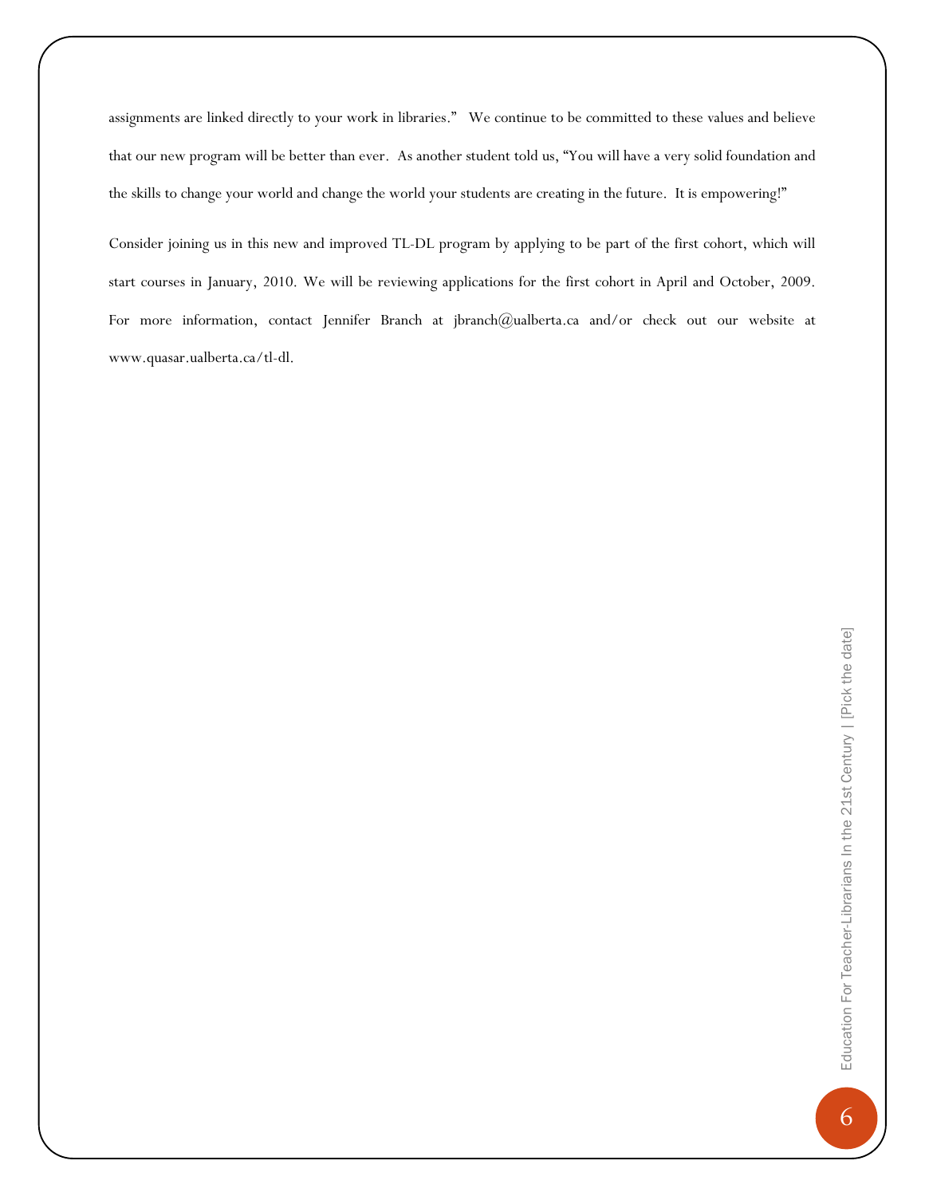assignments are linked directly to your work in libraries." We continue to be committed to these values and believe that our new program will be better than ever. As another student told us, "You will have a very solid foundation and the skills to change your world and change the world your students are creating in the future. It is empowering!"

Consider joining us in this new and improved TL-DL program by applying to be part of the first cohort, which will start courses in January, 2010. We will be reviewing applications for the first cohort in April and October, 2009. For more information, contact Jennifer Branch at jbranch@ualberta.ca and/or check out our website at www.quasar.ualberta.ca/tl-dl.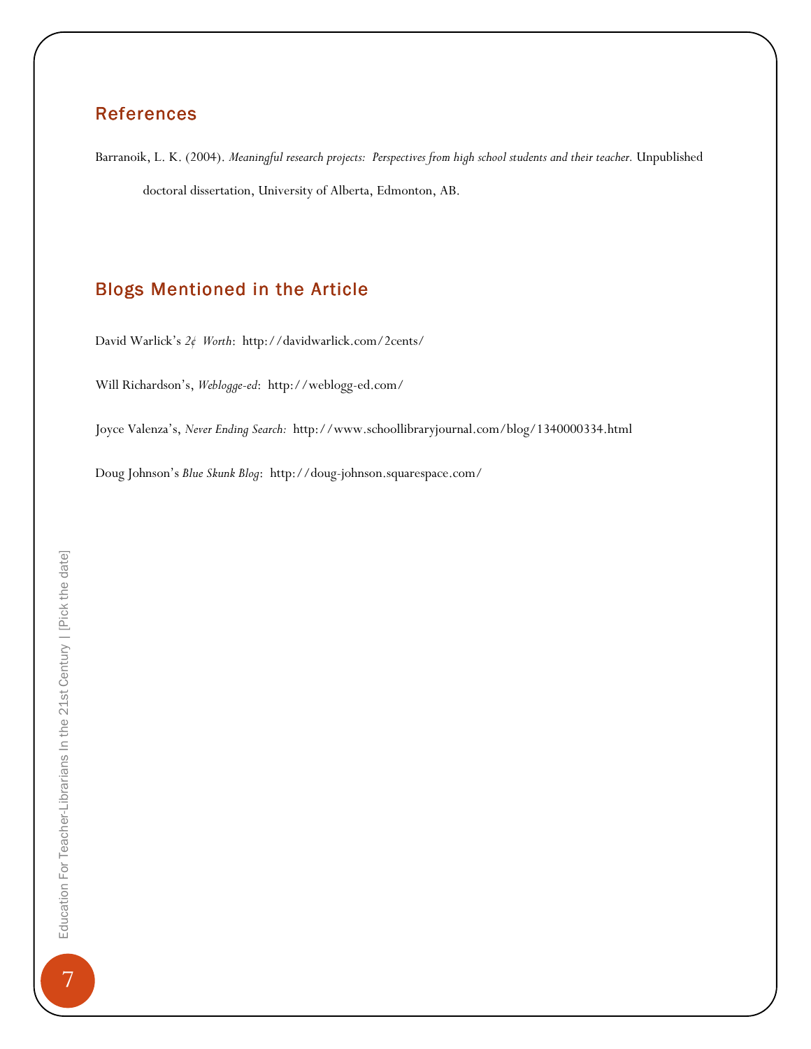## References

Barranoik, L. K. (2004). *Meaningful research projects: Perspectives from high school students and their teacher.* Unpublished doctoral dissertation, University of Alberta, Edmonton, AB.

## Blogs Mentioned in the Article

David Warlick's *2¢ Worth*: http://davidwarlick.com/2cents/

Will Richardson's, *Weblogge-ed*: http://weblogg-ed.com/

Joyce Valenza's, *Never Ending Search:* http://www.schoollibraryjournal.com/blog/1340000334.html

Doug Johnson's *Blue Skunk Blog*: http://doug-johnson.squarespace.com/